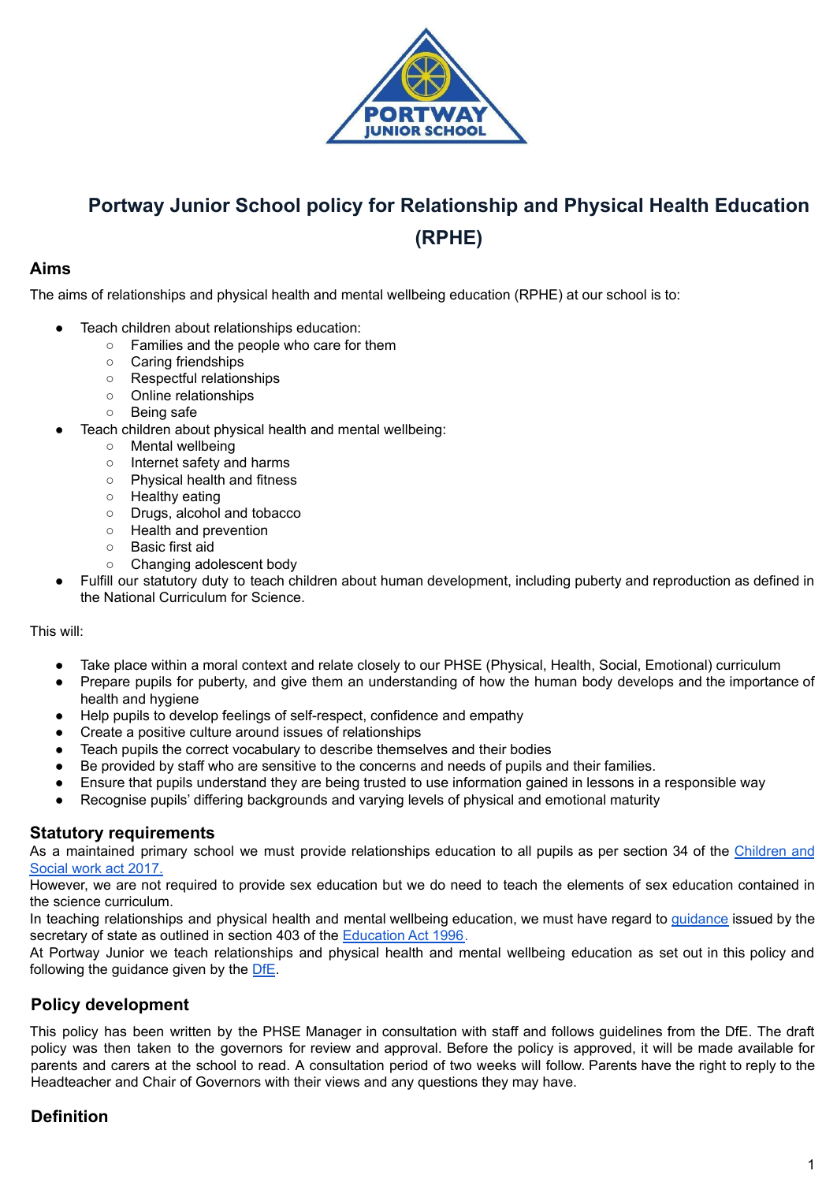# Portway Junior School policy for Relationship and Physical Health Education (RPHE)

## Aims

The aims of relationships and physical health and mental wellbeing education (RPHE) at our school is to:

- Teach children about relationships education:
  - Families and the people who care for them
  - Caring friendships
  - Respectful relationships
  - Online relationships
  - Being safe
- Teach children about physical health and mental wellbeing:
  - Mental wellbeing
  - Internet safety and harms
  - Physical health and fitness
  - Healthy eating
  - Drugs, alcohol and tobacco
  - Health and prevention
  - Basic first aid
  - Changing adolescent body
- Fulfill our statutory duty to teach children about human development, including puberty and reproduction as defined in the National Curriculum for Science.

This will:

- Take place within a moral context and relate closely to our PHSE (Physical, Health, Social, Emotional) curriculum
- Prepare pupils for puberty, and give them an understanding of how the human body develops and the importance of health and hygiene
- Help pupils to develop feelings of self-respect, confidence and empathy
- Create a positive culture around issues of relationships
- Teach pupils the correct vocabulary to describe themselves and their bodies
- Be provided by staff who are sensitive to the concerns and needs of pupils and their families.
- Ensure that pupils understand they are being trusted to use information gained in lessons in a responsible way
- Recognise pupils' differing backgrounds and varying levels of physical and emotional maturity

## Statutory requirements

As a maintained primary school we must provide relationships education to all pupils as per section 34 of the Children and Social work act 2017.

However, we are not required to provide sex education but we do need to teach the elements of sex education contained in the science curriculum.

In teaching relationships and physical health and mental wellbeing education, we must have regard to guidance issued by the secretary of state as outlined in section 403 of the Education Act 1996.

At Portway Junior we teach relationships and physical health and mental wellbeing education as set out in this policy and following the guidance given by the DfE.

## Policy development

This policy has been written by the PHSE Manager in consultation with staff and follows guidelines from the DfE. The draft policy was then taken to the governors for review and approval. Before the policy is approved, it will be made available for parents and carers at the school to read. A consultation period of two weeks will follow. Parents have the right to reply to the Headteacher and Chair of Governors with their views and any questions they may have.

## Definition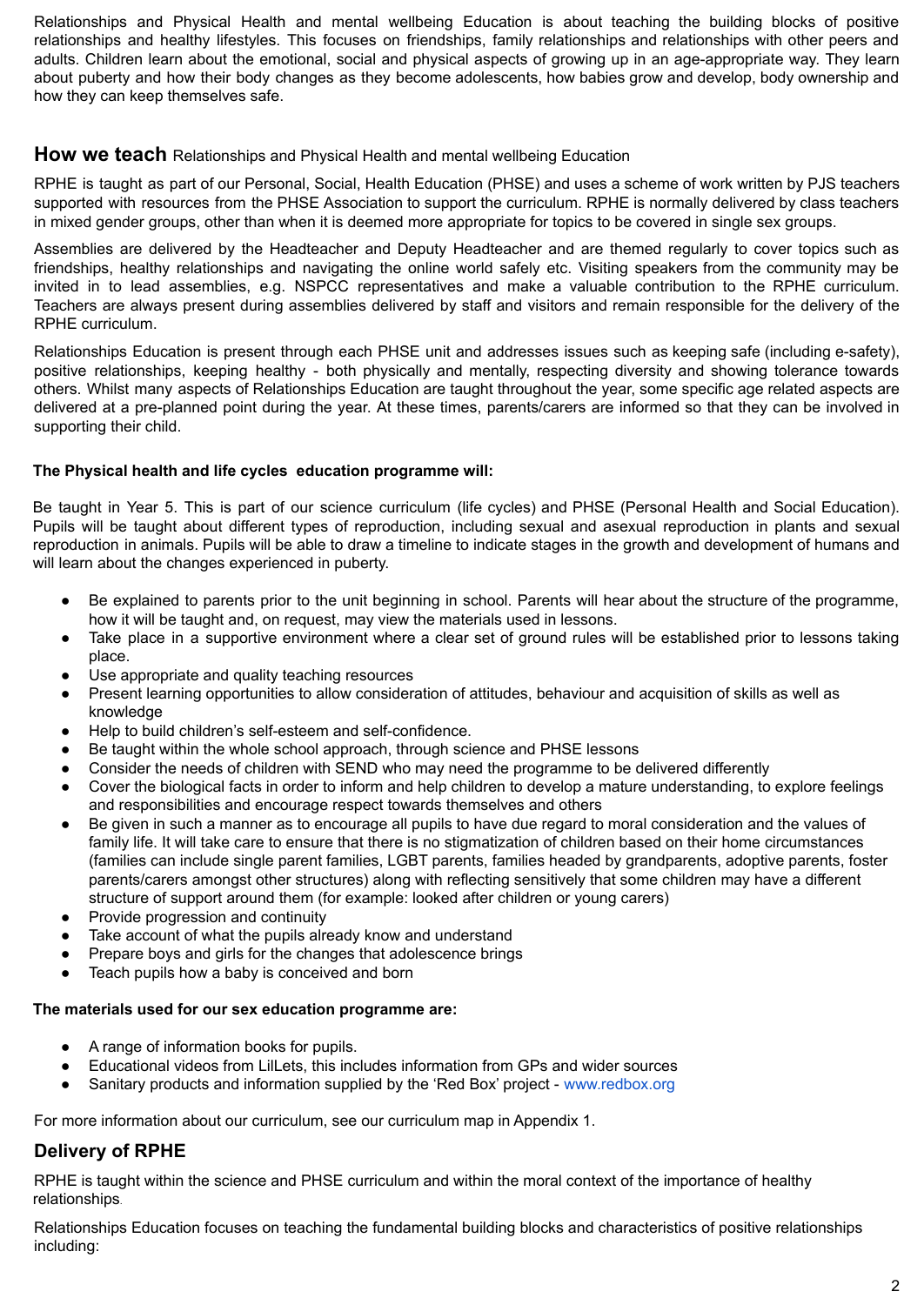Relationships and Physical Health and mental wellbeing Education is about teaching the building blocks of positive relationships and healthy lifestyles. This focuses on friendships, family relationships and relationships with other peers and adults. Children learn about the emotional, social and physical aspects of growing up in an age-appropriate way. They learn about puberty and how their body changes as they become adolescents, how babies grow and develop, body ownership and how they can keep themselves safe.

## How we teach Relationships and Physical Health and mental wellbeing Education

RPHE is taught as part of our Personal, Social, Health Education (PHSE) and uses a scheme of work written by PJS teachers supported with resources from the PHSE Association to support the curriculum. RPHE is normally delivered by class teachers in mixed gender groups, other than when it is deemed more appropriate for topics to be covered in single sex groups.

Assemblies are delivered by the Headteacher and Deputy Headteacher and are themed regularly to cover topics such as friendships, healthy relationships and navigating the online world safely etc. Visiting speakers from the community may be invited in to lead assemblies, e.g. NSPCC representatives and make a valuable contribution to the RPHE curriculum. Teachers are always present during assemblies delivered by staff and visitors and remain responsible for the delivery of the RPHE curriculum.

Relationships Education is present through each PHSE unit and addresses issues such as keeping safe (including e-safety), positive relationships, keeping healthy - both physically and mentally, respecting diversity and showing tolerance towards others. Whilst many aspects of Relationships Education are taught throughout the year, some specific age related aspects are delivered at a pre-planned point during the year. At these times, parents/carers are informed so that they can be involved in supporting their child.

**The Physical health and life cycles education programme will:**

Be taught in Year 5. This is part of our science curriculum (life cycles) and PHSE (Personal Health and Social Education). Pupils will be taught about different types of reproduction, including sexual and asexual reproduction in plants and sexual reproduction in animals. Pupils will be able to draw a timeline to indicate stages in the growth and development of humans and will learn about the changes experienced in puberty.

- Be explained to parents prior to the unit beginning in school. Parents will hear about the structure of the programme, how it will be taught and, on request, may view the materials used in lessons.
- Take place in a supportive environment where a clear set of ground rules will be established prior to lessons taking place.
- Use appropriate and quality teaching resources
- Present learning opportunities to allow consideration of attitudes, behaviour and acquisition of skills as well as knowledge
- Help to build children's self-esteem and self-confidence.
- Be taught within the whole school approach, through science and PHSE lessons
- Consider the needs of children with SEND who may need the programme to be delivered differently
- Cover the biological facts in order to inform and help children to develop a mature understanding, to explore feelings and responsibilities and encourage respect towards themselves and others
- Be given in such a manner as to encourage all pupils to have due regard to moral consideration and the values of family life. It will take care to ensure that there is no stigmatization of children based on their home circumstances (families can include single parent families, LGBT parents, families headed by grandparents, adoptive parents, foster parents/carers amongst other structures) along with reflecting sensitively that some children may have a different structure of support around them (for example: looked after children or young carers)
- Provide progression and continuity
- Take account of what the pupils already know and understand
- Prepare boys and girls for the changes that adolescence brings
- Teach pupils how a baby is conceived and born

**The materials used for our sex education programme are:**

- A range of information books for pupils.
- Educational videos from LilLets, this includes information from GPs and wider sources
- Sanitary products and information supplied by the 'Red Box' project - www.redbox.org

For more information about our curriculum, see our curriculum map in Appendix 1.

## Delivery of RPHE

RPHE is taught within the science and PHSE curriculum and within the moral context of the importance of healthy relationships.

Relationships Education focuses on teaching the fundamental building blocks and characteristics of positive relationships including: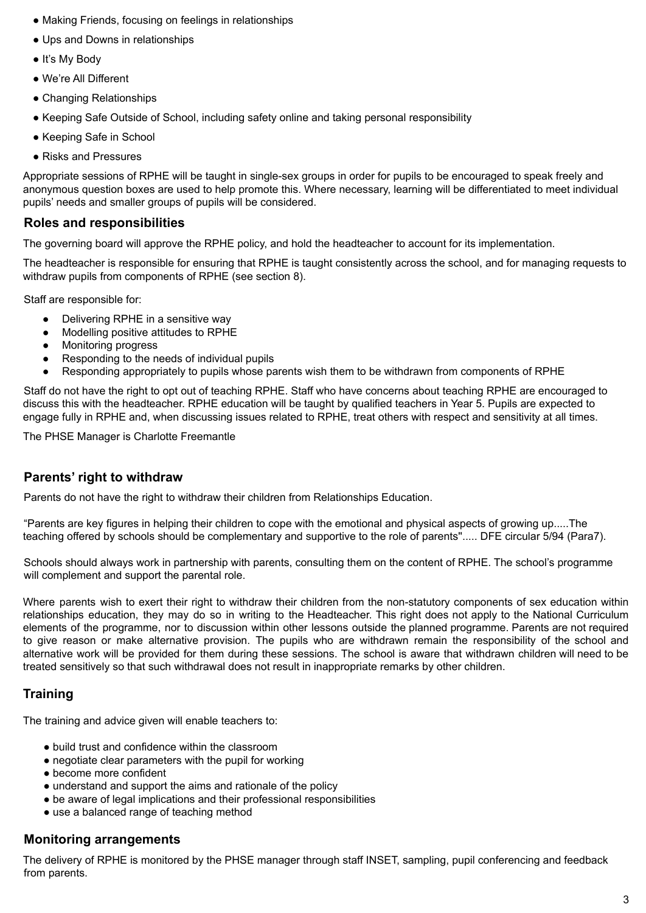- Making Friends, focusing on feelings in relationships
- Ups and Downs in relationships
- It's My Body
- We're All Different
- Changing Relationships
- Keeping Safe Outside of School, including safety online and taking personal responsibility
- Keeping Safe in School
- Risks and Pressures

Appropriate sessions of RPHE will be taught in single-sex groups in order for pupils to be encouraged to speak freely and anonymous question boxes are used to help promote this. Where necessary, learning will be differentiated to meet individual pupils' needs and smaller groups of pupils will be considered.

## Roles and responsibilities

The governing board will approve the RPHE policy, and hold the headteacher to account for its implementation.

The headteacher is responsible for ensuring that RPHE is taught consistently across the school, and for managing requests to withdraw pupils from components of RPHE (see section 8).

Staff are responsible for:

- Delivering RPHE in a sensitive way
- Modelling positive attitudes to RPHE
- Monitoring progress
- Responding to the needs of individual pupils
- Responding appropriately to pupils whose parents wish them to be withdrawn from components of RPHE

Staff do not have the right to opt out of teaching RPHE. Staff who have concerns about teaching RPHE are encouraged to discuss this with the headteacher. RPHE education will be taught by qualified teachers in Year 5. Pupils are expected to engage fully in RPHE and, when discussing issues related to RPHE, treat others with respect and sensitivity at all times.

The PHSE Manager is Charlotte Freemantle

## Parents' right to withdraw

Parents do not have the right to withdraw their children from Relationships Education.

"Parents are key figures in helping their children to cope with the emotional and physical aspects of growing up.....The teaching offered by schools should be complementary and supportive to the role of parents''..... DFE circular 5/94 (Para7).

Schools should always work in partnership with parents, consulting them on the content of RPHE. The school's programme will complement and support the parental role.

Where parents wish to exert their right to withdraw their children from the non-statutory components of sex education within relationships education, they may do so in writing to the Headteacher. This right does not apply to the National Curriculum elements of the programme, nor to discussion within other lessons outside the planned programme. Parents are not required to give reason or make alternative provision. The pupils who are withdrawn remain the responsibility of the school and alternative work will be provided for them during these sessions. The school is aware that withdrawn children will need to be treated sensitively so that such withdrawal does not result in inappropriate remarks by other children.

## Training

The training and advice given will enable teachers to:

- build trust and confidence within the classroom
- negotiate clear parameters with the pupil for working
- become more confident
- understand and support the aims and rationale of the policy
- be aware of legal implications and their professional responsibilities
- use a balanced range of teaching method

## Monitoring arrangements

The delivery of RPHE is monitored by the PHSE manager through staff INSET, sampling, pupil conferencing and feedback from parents.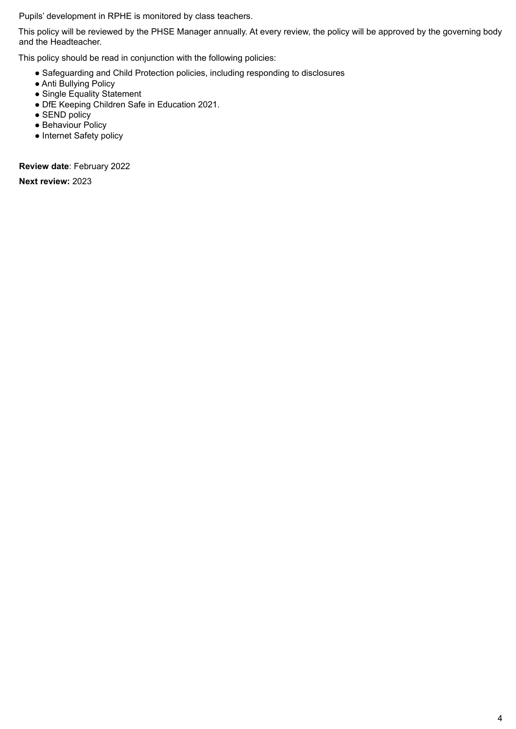Pupils' development in RPHE is monitored by class teachers.

This policy will be reviewed by the PHSE Manager annually. At every review, the policy will be approved by the governing body and the Headteacher.

This policy should be read in conjunction with the following policies:

- Safeguarding and Child Protection policies, including responding to disclosures
- Anti Bullying Policy
- Single Equality Statement
- DfE Keeping Children Safe in Education 2021.
- SEND policy
- Behaviour Policy
- Internet Safety policy

**Review date**: February 2022

**Next review:** 2023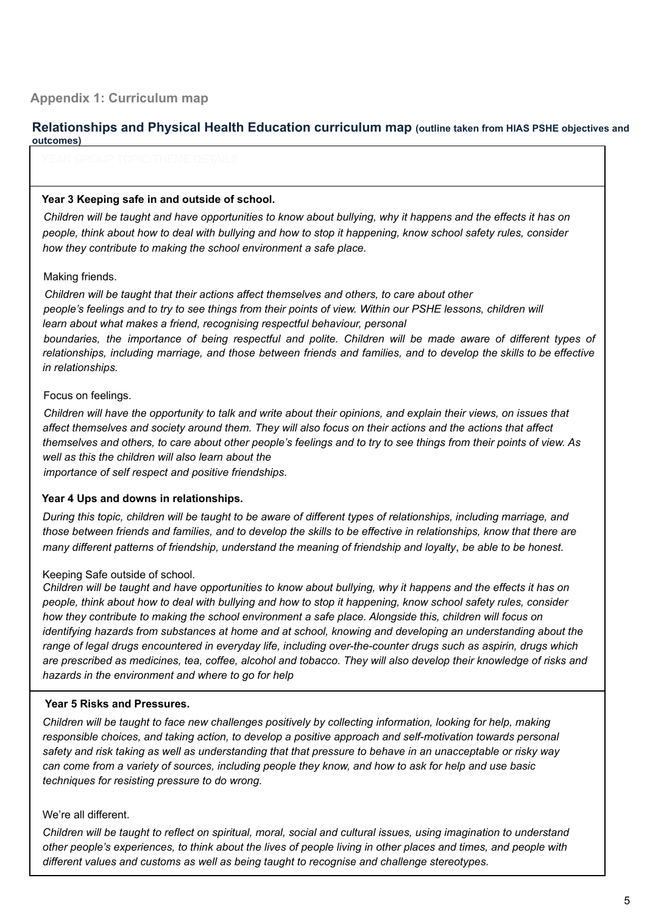## Appendix 1: Curriculum map

### Relationships and Physical Health Education curriculum map (outline taken from HIAS PSHE objectives and outcomes)

YEAR GROUP TOPIC/THEME DETAILS

**Year 3 Keeping safe in and outside of school.**

*Children will be taught and have opportunities to know about bullying, why it happens and the effects it has on people, think about how to deal with bullying and how to stop it happening, know school safety rules, consider how they contribute to making the school environment a safe place.*

Making friends.

*Children will be taught that their actions affect themselves and others, to care about other people's feelings and to try to see things from their points of view. Within our PSHE lessons, children will learn about what makes a friend, recognising respectful behaviour, personal boundaries, the importance of being respectful and polite. Children will be made aware of different types of relationships, including marriage, and those between friends and families, and to develop the skills to be effective in relationships.*

Focus on feelings.

*Children will have the opportunity to talk and write about their opinions, and explain their views, on issues that affect themselves and society around them. They will also focus on their actions and the actions that affect themselves and others, to care about other people's feelings and to try to see things from their points of view. As well as this the children will also learn about the importance of self respect and positive friendships.*

**Year 4 Ups and downs in relationships.**

*During this topic, children will be taught to be aware of different types of relationships, including marriage, and those between friends and families, and to develop the skills to be effective in relationships, know that there are many different patterns of friendship, understand the meaning of friendship and loyalty, be able to be honest.*

Keeping Safe outside of school.

*Children will be taught and have opportunities to know about bullying, why it happens and the effects it has on people, think about how to deal with bullying and how to stop it happening, know school safety rules, consider how they contribute to making the school environment a safe place. Alongside this, children will focus on identifying hazards from substances at home and at school, knowing and developing an understanding about the range of legal drugs encountered in everyday life, including over-the-counter drugs such as aspirin, drugs which are prescribed as medicines, tea, coffee, alcohol and tobacco. They will also develop their knowledge of risks and hazards in the environment and where to go for help*

**Year 5 Risks and Pressures.**

*Children will be taught to face new challenges positively by collecting information, looking for help, making responsible choices, and taking action, to develop a positive approach and self-motivation towards personal safety and risk taking as well as understanding that that pressure to behave in an unacceptable or risky way can come from a variety of sources, including people they know, and how to ask for help and use basic techniques for resisting pressure to do wrong.*

We're all different.

*Children will be taught to reflect on spiritual, moral, social and cultural issues, using imagination to understand other people's experiences, to think about the lives of people living in other places and times, and people with different values and customs as well as being taught to recognise and challenge stereotypes.*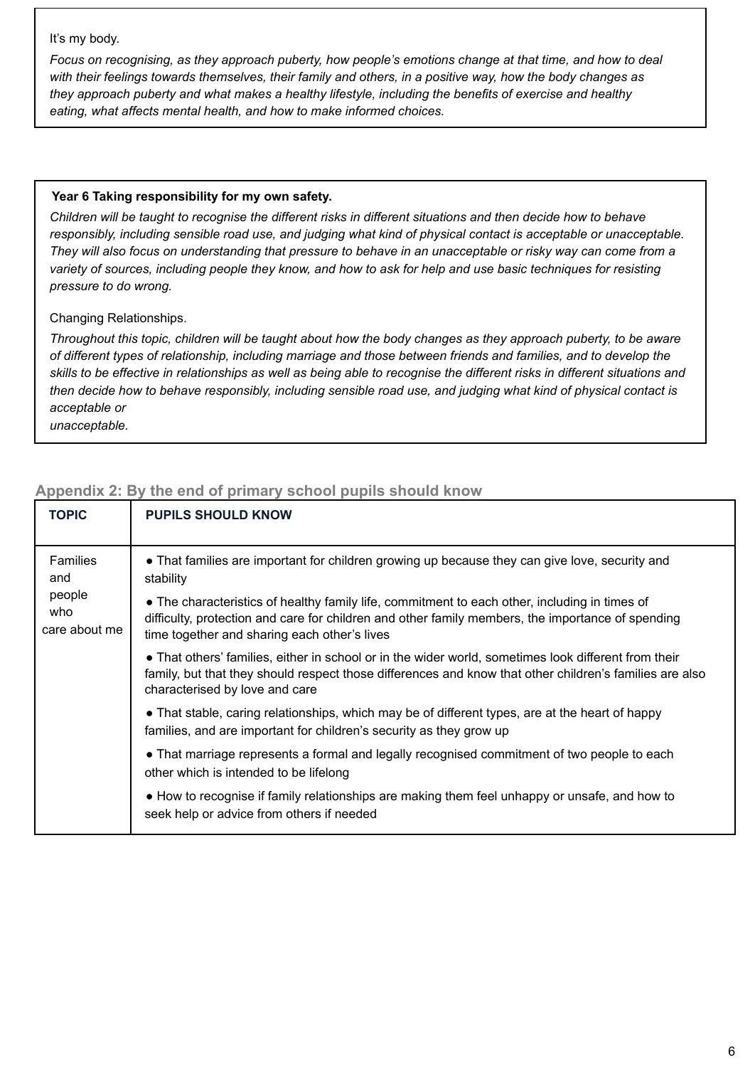It's my body.

*Focus on recognising, as they approach puberty, how people's emotions change at that time, and how to deal with their feelings towards themselves, their family and others, in a positive way, how the body changes as they approach puberty and what makes a healthy lifestyle, including the benefits of exercise and healthy eating, what affects mental health, and how to make informed choices.*

**Year 6 Taking responsibility for my own safety.**

*Children will be taught to recognise the different risks in different situations and then decide how to behave responsibly, including sensible road use, and judging what kind of physical contact is acceptable or unacceptable. They will also focus on understanding that pressure to behave in an unacceptable or risky way can come from a variety of sources, including people they know, and how to ask for help and use basic techniques for resisting pressure to do wrong.*

Changing Relationships.

*Throughout this topic, children will be taught about how the body changes as they approach puberty, to be aware of different types of relationship, including marriage and those between friends and families, and to develop the skills to be effective in relationships as well as being able to recognise the different risks in different situations and then decide how to behave responsibly, including sensible road use, and judging what kind of physical contact is acceptable or unacceptable.*

## Appendix 2: By the end of primary school pupils should know

| TOPIC | PUPILS SHOULD KNOW |
|---|---|
| Families and people who care about me | ● That families are important for children growing up because they can give love, security and stability<br>● The characteristics of healthy family life, commitment to each other, including in times of difficulty, protection and care for children and other family members, the importance of spending time together and sharing each other's lives<br>● That others' families, either in school or in the wider world, sometimes look different from their family, but that they should respect those differences and know that other children's families are also characterised by love and care<br>● That stable, caring relationships, which may be of different types, are at the heart of happy families, and are important for children's security as they grow up<br>● That marriage represents a formal and legally recognised commitment of two people to each other which is intended to be lifelong<br>● How to recognise if family relationships are making them feel unhappy or unsafe, and how to seek help or advice from others if needed |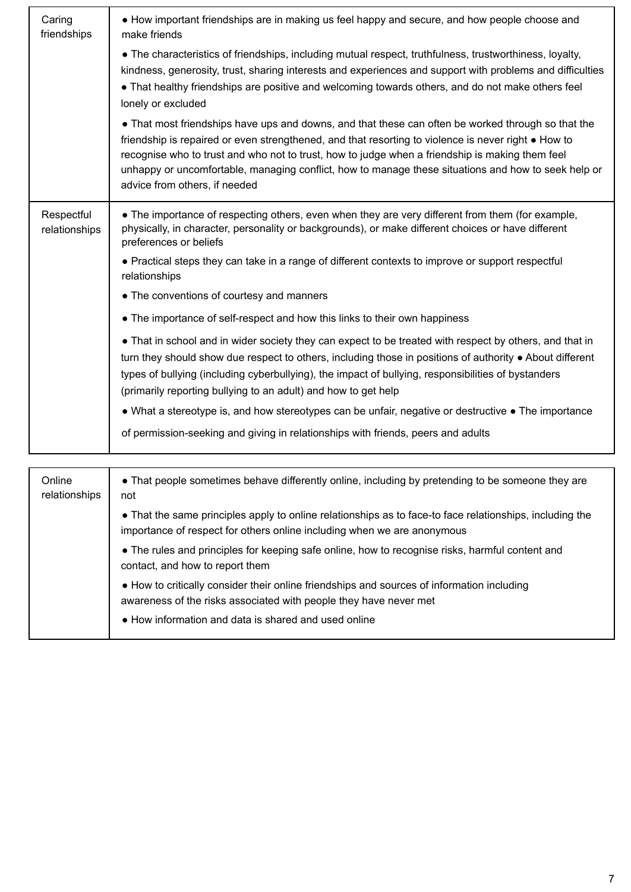| | |
|---|---|
| Caring friendships | ● How important friendships are in making us feel happy and secure, and how people choose and make friends<br>● The characteristics of friendships, including mutual respect, truthfulness, trustworthiness, loyalty, kindness, generosity, trust, sharing interests and experiences and support with problems and difficulties<br>● That healthy friendships are positive and welcoming towards others, and do not make others feel lonely or excluded<br>● That most friendships have ups and downs, and that these can often be worked through so that the friendship is repaired or even strengthened, and that resorting to violence is never right ● How to recognise who to trust and who not to trust, how to judge when a friendship is making them feel unhappy or uncomfortable, managing conflict, how to manage these situations and how to seek help or advice from others, if needed |
| Respectful relationships | ● The importance of respecting others, even when they are very different from them (for example, physically, in character, personality or backgrounds), or make different choices or have different preferences or beliefs<br>● Practical steps they can take in a range of different contexts to improve or support respectful relationships<br>● The conventions of courtesy and manners<br>● The importance of self-respect and how this links to their own happiness<br>● That in school and in wider society they can expect to be treated with respect by others, and that in turn they should show due respect to others, including those in positions of authority ● About different types of bullying (including cyberbullying), the impact of bullying, responsibilities of bystanders (primarily reporting bullying to an adult) and how to get help<br>● What a stereotype is, and how stereotypes can be unfair, negative or destructive ● The importance of permission-seeking and giving in relationships with friends, peers and adults |

| | |
|---|---|
| Online relationships | ● That people sometimes behave differently online, including by pretending to be someone they are not<br>● That the same principles apply to online relationships as to face-to face relationships, including the importance of respect for others online including when we are anonymous<br>● The rules and principles for keeping safe online, how to recognise risks, harmful content and contact, and how to report them<br>● How to critically consider their online friendships and sources of information including awareness of the risks associated with people they have never met<br>● How information and data is shared and used online |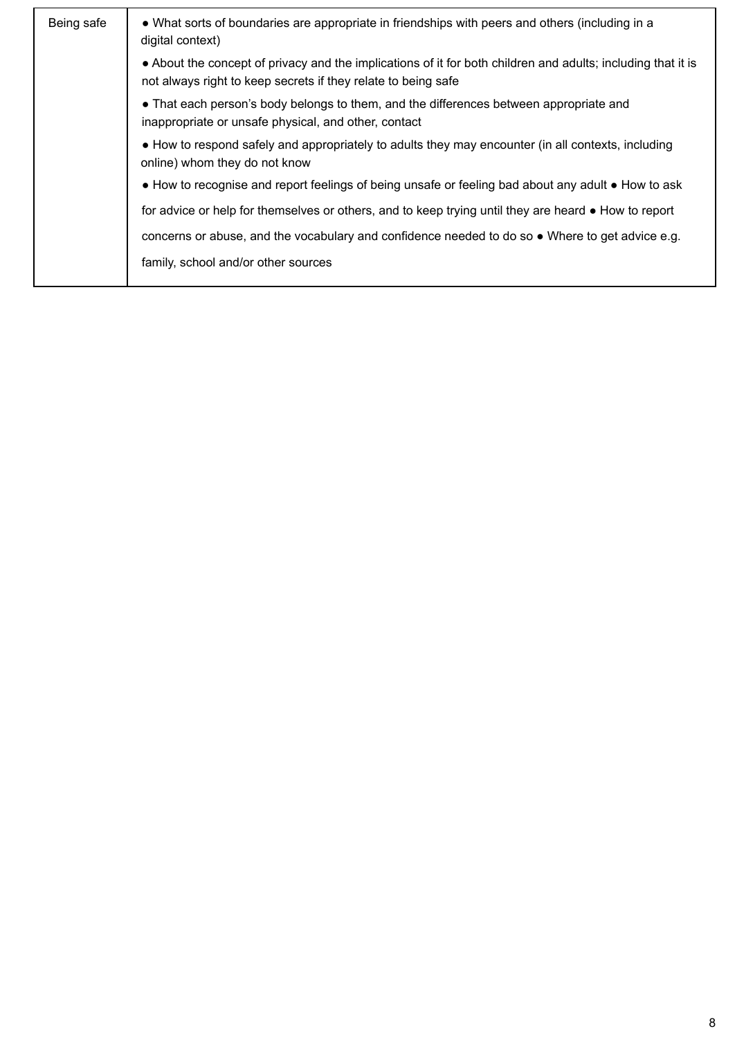| | |
|---|---|
| Being safe | • What sorts of boundaries are appropriate in friendships with peers and others (including in a digital context)<br>• About the concept of privacy and the implications of it for both children and adults; including that it is not always right to keep secrets if they relate to being safe<br>• That each person's body belongs to them, and the differences between appropriate and inappropriate or unsafe physical, and other, contact<br>• How to respond safely and appropriately to adults they may encounter (in all contexts, including online) whom they do not know<br>• How to recognise and report feelings of being unsafe or feeling bad about any adult • How to ask for advice or help for themselves or others, and to keep trying until they are heard • How to report concerns or abuse, and the vocabulary and confidence needed to do so • Where to get advice e.g. family, school and/or other sources |